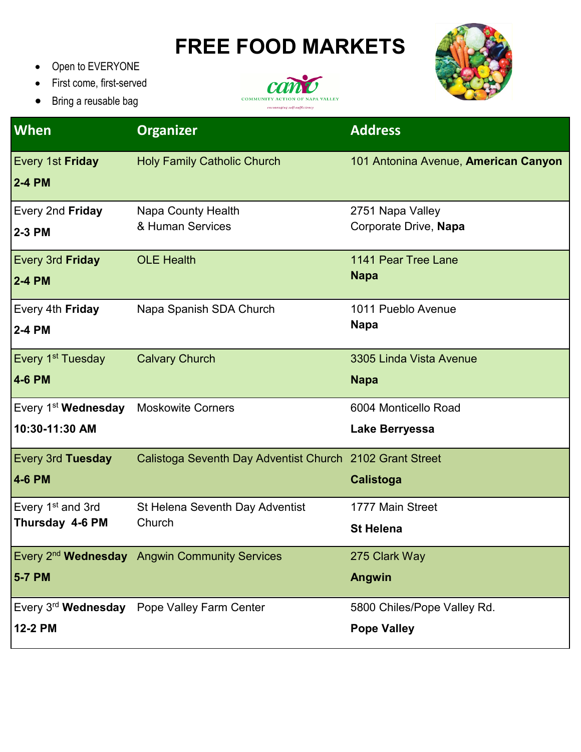# FREE FOOD MARKETS

- Open to EVERYONE
- First come, first-served
- Bring a reusable bag

COMMUNITY ACTION OF NAPA VALLEY

*encouraging self-sufficiency*

| When | Organizer | Address |
|---|---|---|
| Every 1st **Friday** **2-4 PM** | Holy Family Catholic Church | 101 Antonina Avenue, **American Canyon** |
| Every 2nd **Friday** **2-3 PM** | Napa County Health & Human Services | 2751 Napa Valley Corporate Drive, **Napa** |
| Every 3rd **Friday** **2-4 PM** | OLE Health | 1141 Pear Tree Lane **Napa** |
| Every 4th **Friday** **2-4 PM** | Napa Spanish SDA Church | 1011 Pueblo Avenue **Napa** |
| Every 1st Tuesday **4-6 PM** | Calvary Church | 3305 Linda Vista Avenue **Napa** |
| Every 1st **Wednesday** **10:30-11:30 AM** | Moskowite Corners | 6004 Monticello Road **Lake Berryessa** |
| Every 3rd **Tuesday** **4-6 PM** | Calistoga Seventh Day Adventist Church | 2102 Grant Street **Calistoga** |
| Every 1st and 3rd **Thursday 4-6 PM** | St Helena Seventh Day Adventist Church | 1777 Main Street **St Helena** |
| Every 2nd **Wednesday** **5-7 PM** | Angwin Community Services | 275 Clark Way **Angwin** |
| Every 3rd **Wednesday** **12-2 PM** | Pope Valley Farm Center | 5800 Chiles/Pope Valley Rd. **Pope Valley** |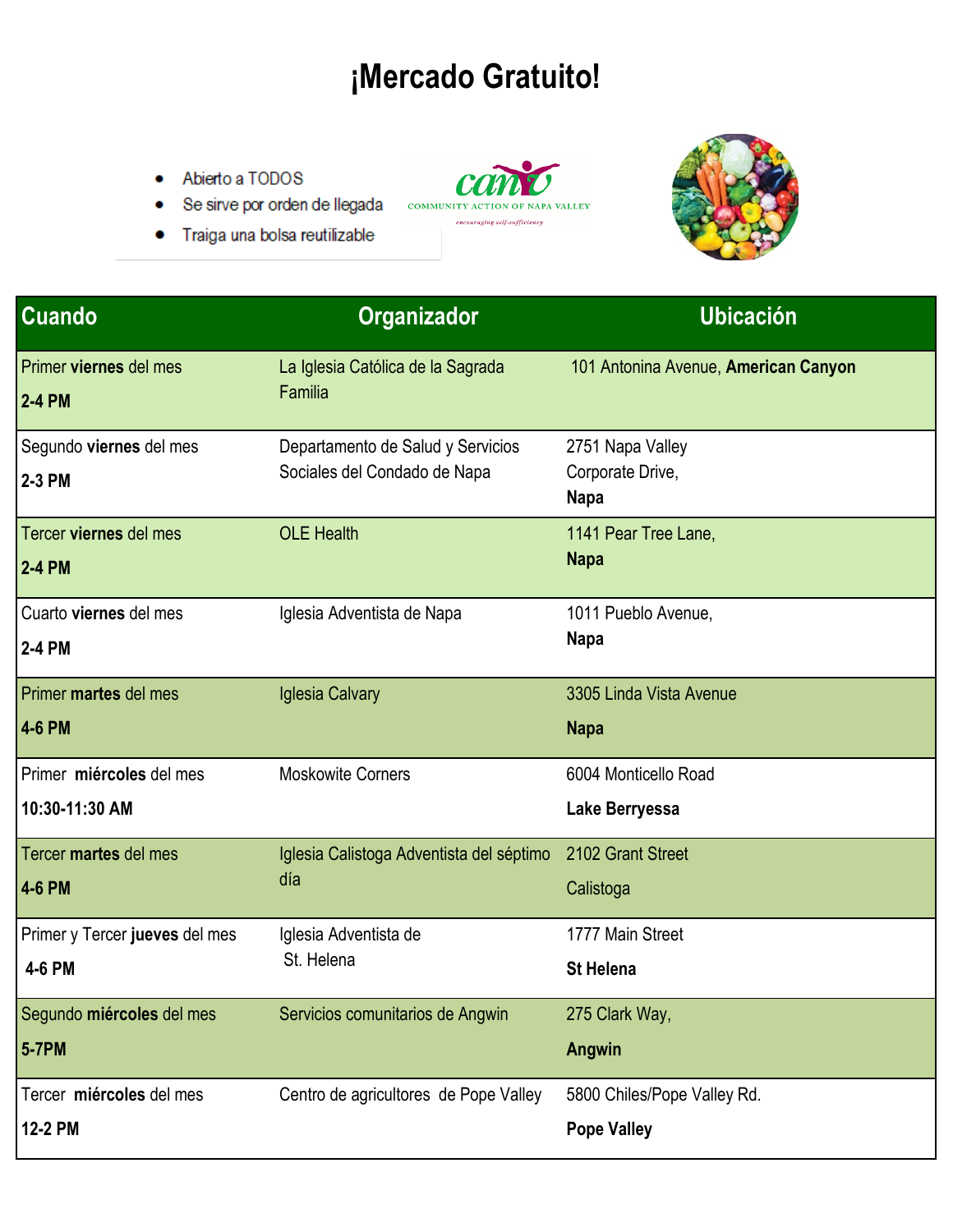# ¡Mercado Gratuito!

- Abierto a TODOS
- Se sirve por orden de llegada
- Traiga una bolsa reutilizable

COMMUNITY ACTION OF NAPA VALLEY

*encouraging self-sufficiency*

| Cuando | Organizador | Ubicación |
|---|---|---|
| Primer **viernes** del mes **2-4 PM** | La Iglesia Católica de la Sagrada Familia | 101 Antonina Avenue, **American Canyon** |
| Segundo **viernes** del mes **2-3 PM** | Departamento de Salud y Servicios Sociales del Condado de Napa | 2751 Napa Valley Corporate Drive, **Napa** |
| Tercer **viernes** del mes **2-4 PM** | OLE Health | 1141 Pear Tree Lane, **Napa** |
| Cuarto **viernes** del mes **2-4 PM** | Iglesia Adventista de Napa | 1011 Pueblo Avenue, **Napa** |
| Primer **martes** del mes **4-6 PM** | Iglesia Calvary | 3305 Linda Vista Avenue **Napa** |
| Primer **miércoles** del mes **10:30-11:30 AM** | Moskowite Corners | 6004 Monticello Road **Lake Berryessa** |
| Tercer **martes** del mes **4-6 PM** | Iglesia Calistoga Adventista del séptimo día | 2102 Grant Street Calistoga |
| Primer y Tercer **jueves** del mes **4-6 PM** | Iglesia Adventista de St. Helena | 1777 Main Street **St Helena** |
| Segundo **miércoles** del mes **5-7PM** | Servicios comunitarios de Angwin | 275 Clark Way, **Angwin** |
| Tercer **miércoles** del mes **12-2 PM** | Centro de agricultores de Pope Valley | 5800 Chiles/Pope Valley Rd. **Pope Valley** |